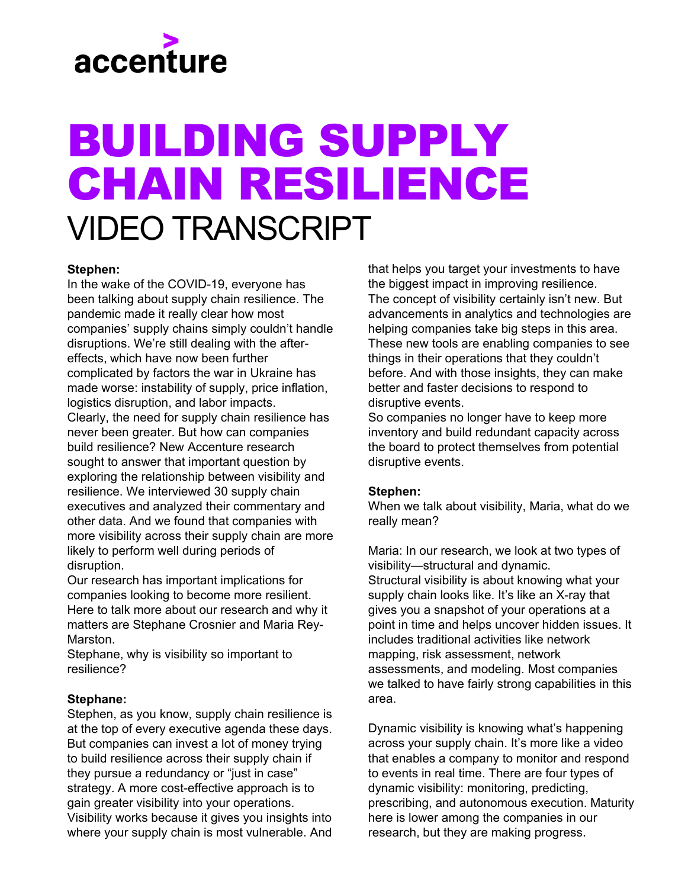accenture

# BUILDING SUPPLY CHAIN RESILIENCE

## VIDEO TRANSCRIPT

**Stephen:**
In the wake of the COVID-19, everyone has been talking about supply chain resilience. The pandemic made it really clear how most companies' supply chains simply couldn't handle disruptions. We're still dealing with the after-effects, which have now been further complicated by factors the war in Ukraine has made worse: instability of supply, price inflation, logistics disruption, and labor impacts.
Clearly, the need for supply chain resilience has never been greater. But how can companies build resilience? New Accenture research sought to answer that important question by exploring the relationship between visibility and resilience. We interviewed 30 supply chain executives and analyzed their commentary and other data. And we found that companies with more visibility across their supply chain are more likely to perform well during periods of disruption.
Our research has important implications for companies looking to become more resilient. Here to talk more about our research and why it matters are Stephane Crosnier and Maria Rey-Marston.
Stephane, why is visibility so important to resilience?

**Stephane:**
Stephen, as you know, supply chain resilience is at the top of every executive agenda these days. But companies can invest a lot of money trying to build resilience across their supply chain if they pursue a redundancy or "just in case" strategy. A more cost-effective approach is to gain greater visibility into your operations. Visibility works because it gives you insights into where your supply chain is most vulnerable. And that helps you target your investments to have the biggest impact in improving resilience.
The concept of visibility certainly isn't new. But advancements in analytics and technologies are helping companies take big steps in this area. These new tools are enabling companies to see things in their operations that they couldn't before. And with those insights, they can make better and faster decisions to respond to disruptive events.
So companies no longer have to keep more inventory and build redundant capacity across the board to protect themselves from potential disruptive events.

**Stephen:**
When we talk about visibility, Maria, what do we really mean?

Maria: In our research, we look at two types of visibility—structural and dynamic.
Structural visibility is about knowing what your supply chain looks like. It's like an X-ray that gives you a snapshot of your operations at a point in time and helps uncover hidden issues. It includes traditional activities like network mapping, risk assessment, network assessments, and modeling. Most companies we talked to have fairly strong capabilities in this area.

Dynamic visibility is knowing what's happening across your supply chain. It's more like a video that enables a company to monitor and respond to events in real time. There are four types of dynamic visibility: monitoring, predicting, prescribing, and autonomous execution. Maturity here is lower among the companies in our research, but they are making progress.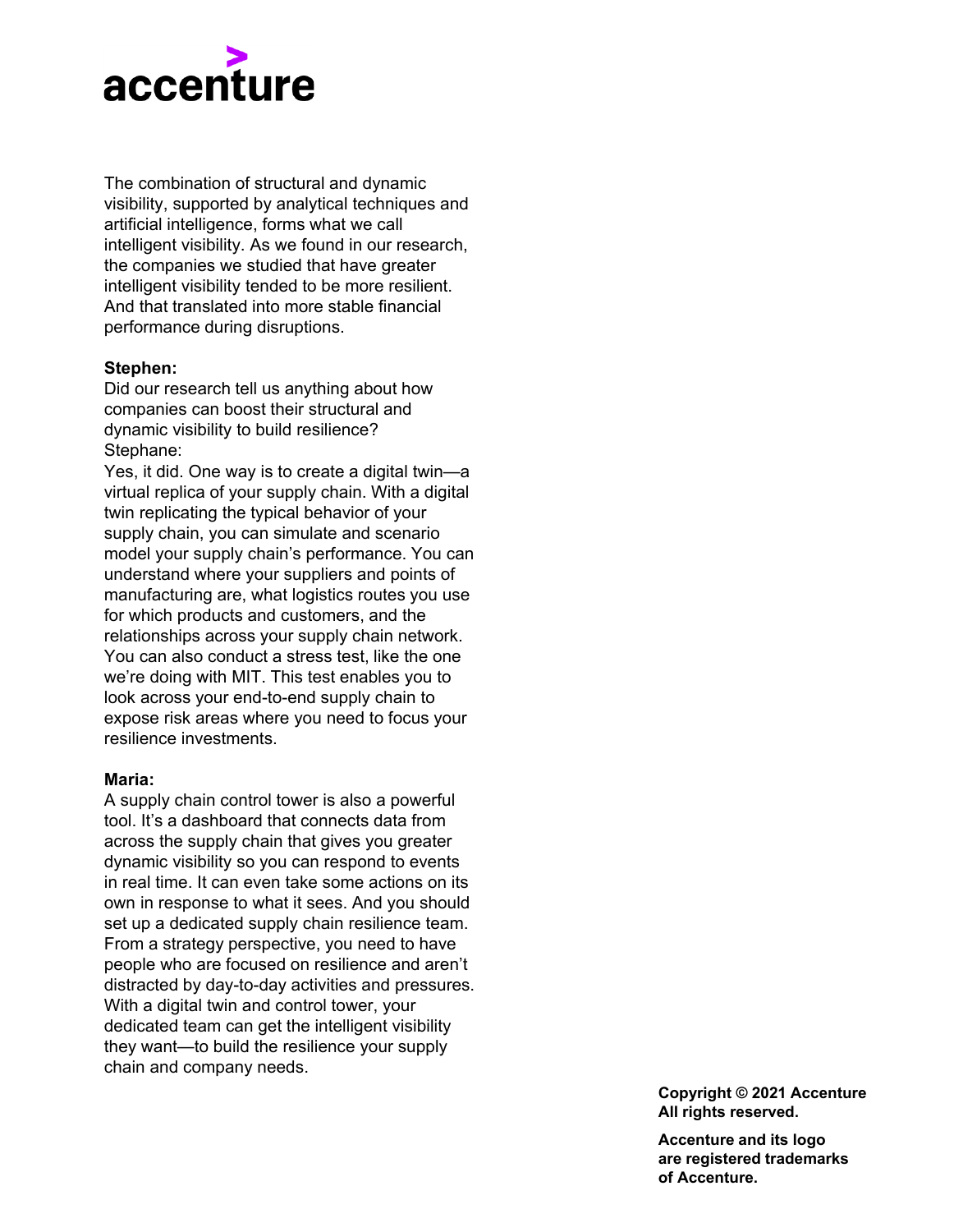The combination of structural and dynamic visibility, supported by analytical techniques and artificial intelligence, forms what we call intelligent visibility. As we found in our research, the companies we studied that have greater intelligent visibility tended to be more resilient. And that translated into more stable financial performance during disruptions.

**Stephen:**
Did our research tell us anything about how companies can boost their structural and dynamic visibility to build resilience?
Stephane:
Yes, it did. One way is to create a digital twin—a virtual replica of your supply chain. With a digital twin replicating the typical behavior of your supply chain, you can simulate and scenario model your supply chain's performance. You can understand where your suppliers and points of manufacturing are, what logistics routes you use for which products and customers, and the relationships across your supply chain network. You can also conduct a stress test, like the one we're doing with MIT. This test enables you to look across your end-to-end supply chain to expose risk areas where you need to focus your resilience investments.

**Maria:**
A supply chain control tower is also a powerful tool. It's a dashboard that connects data from across the supply chain that gives you greater dynamic visibility so you can respond to events in real time. It can even take some actions on its own in response to what it sees. And you should set up a dedicated supply chain resilience team. From a strategy perspective, you need to have people who are focused on resilience and aren't distracted by day-to-day activities and pressures. With a digital twin and control tower, your dedicated team can get the intelligent visibility they want—to build the resilience your supply chain and company needs.

**Copyright © 2021 Accenture All rights reserved.**

**Accenture and its logo are registered trademarks of Accenture.**